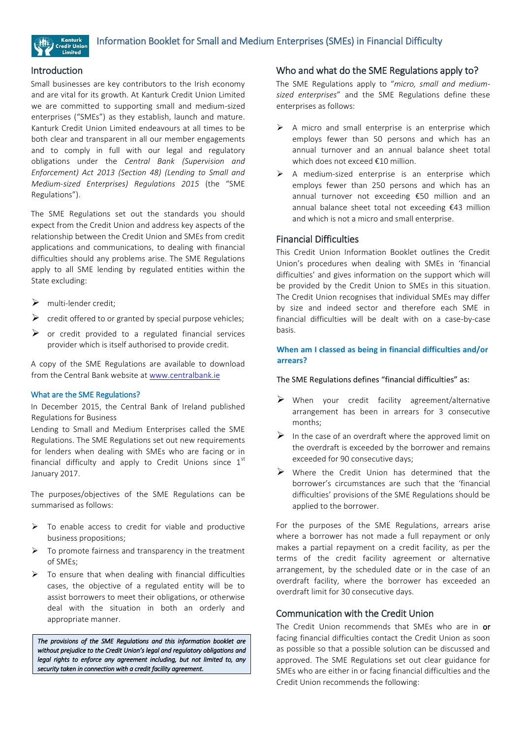# Information Booklet for Small and Medium Enterprises (SMEs) in Financial Difficulty

## Introduction

Small businesses are key contributors to the Irish economy and are vital for its growth. At Kanturk Credit Union Limited we are committed to supporting small and medium-sized enterprises ("SMEs") as they establish, launch and mature. Kanturk Credit Union Limited endeavours at all times to be both clear and transparent in all our member engagements and to comply in full with our legal and regulatory obligations under the *Central Bank (Supervision and Enforcement) Act 2013 (Section 48) (Lending to Small and Medium-sized Enterprises) Regulations 2015* (the "SME Regulations").

The SME Regulations set out the standards you should expect from the Credit Union and address key aspects of the relationship between the Credit Union and SMEs from credit applications and communications, to dealing with financial difficulties should any problems arise. The SME Regulations apply to all SME lending by regulated entities within the State excluding:

- multi-lender credit;
- credit offered to or granted by special purpose vehicles;
- or credit provided to a regulated financial services provider which is itself authorised to provide credit.

A copy of the SME Regulations are available to download from the Central Bank website at www.centralbank.ie

### What are the SME Regulations?

In December 2015, the Central Bank of Ireland published Regulations for Business Lending to Small and Medium Enterprises called the SME Regulations. The SME Regulations set out new requirements for lenders when dealing with SMEs who are facing or in financial difficulty and apply to Credit Unions since 1st January 2017.

The purposes/objectives of the SME Regulations can be summarised as follows:

- To enable access to credit for viable and productive business propositions;
- To promote fairness and transparency in the treatment of SMEs;
- To ensure that when dealing with financial difficulties cases, the objective of a regulated entity will be to assist borrowers to meet their obligations, or otherwise deal with the situation in both an orderly and appropriate manner.

***The provisions of the SME Regulations and this information booklet are without prejudice to the Credit Union's legal and regulatory obligations and legal rights to enforce any agreement including, but not limited to, any security taken in connection with a credit facility agreement.***

## Who and what do the SME Regulations apply to?

The SME Regulations apply to "*micro, small and medium-sized enterprises*" and the SME Regulations define these enterprises as follows:

- A micro and small enterprise is an enterprise which employs fewer than 50 persons and which has an annual turnover and an annual balance sheet total which does not exceed €10 million.
- A medium-sized enterprise is an enterprise which employs fewer than 250 persons and which has an annual turnover not exceeding €50 million and an annual balance sheet total not exceeding €43 million and which is not a micro and small enterprise.

## Financial Difficulties

This Credit Union Information Booklet outlines the Credit Union's procedures when dealing with SMEs in 'financial difficulties' and gives information on the support which will be provided by the Credit Union to SMEs in this situation. The Credit Union recognises that individual SMEs may differ by size and indeed sector and therefore each SME in financial difficulties will be dealt with on a case-by-case basis.

### When am I classed as being in financial difficulties and/or arrears?

The SME Regulations defines "financial difficulties" as:

- When your credit facility agreement/alternative arrangement has been in arrears for 3 consecutive months;
- In the case of an overdraft where the approved limit on the overdraft is exceeded by the borrower and remains exceeded for 90 consecutive days;
- Where the Credit Union has determined that the borrower's circumstances are such that the 'financial difficulties' provisions of the SME Regulations should be applied to the borrower.

For the purposes of the SME Regulations, arrears arise where a borrower has not made a full repayment or only makes a partial repayment on a credit facility, as per the terms of the credit facility agreement or alternative arrangement, by the scheduled date or in the case of an overdraft facility, where the borrower has exceeded an overdraft limit for 30 consecutive days.

## Communication with the Credit Union

The Credit Union recommends that SMEs who are in **or** facing financial difficulties contact the Credit Union as soon as possible so that a possible solution can be discussed and approved. The SME Regulations set out clear guidance for SMEs who are either in or facing financial difficulties and the Credit Union recommends the following: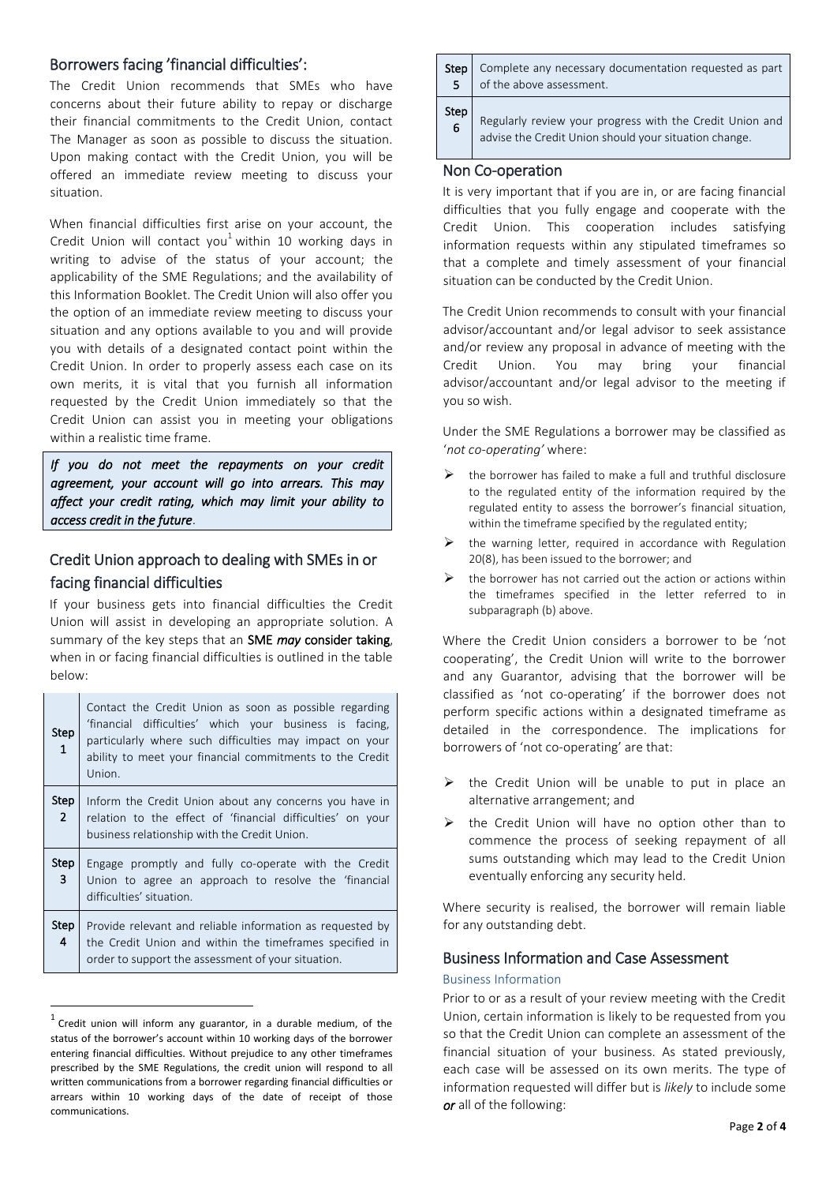## Borrowers facing 'financial difficulties':

The Credit Union recommends that SMEs who have concerns about their future ability to repay or discharge their financial commitments to the Credit Union, contact The Manager as soon as possible to discuss the situation. Upon making contact with the Credit Union, you will be offered an immediate review meeting to discuss your situation.

When financial difficulties first arise on your account, the Credit Union will contact you[1] within 10 working days in writing to advise of the status of your account; the applicability of the SME Regulations; and the availability of this Information Booklet. The Credit Union will also offer you the option of an immediate review meeting to discuss your situation and any options available to you and will provide you with details of a designated contact point within the Credit Union. In order to properly assess each case on its own merits, it is vital that you furnish all information requested by the Credit Union immediately so that the Credit Union can assist you in meeting your obligations within a realistic time frame.

***If you do not meet the repayments on your credit agreement, your account will go into arrears. This may affect your credit rating, which may limit your ability to access credit in the future.***

## Credit Union approach to dealing with SMEs in or facing financial difficulties

If your business gets into financial difficulties the Credit Union will assist in developing an appropriate solution. A summary of the key steps that an **SME *may* consider taking**, when in or facing financial difficulties is outlined in the table below:

| | |
|---|---|
| **Step 1** | Contact the Credit Union as soon as possible regarding 'financial difficulties' which your business is facing, particularly where such difficulties may impact on your ability to meet your financial commitments to the Credit Union. |
| **Step 2** | Inform the Credit Union about any concerns you have in relation to the effect of 'financial difficulties' on your business relationship with the Credit Union. |
| **Step 3** | Engage promptly and fully co-operate with the Credit Union to agree an approach to resolve the 'financial difficulties' situation. |
| **Step 4** | Provide relevant and reliable information as requested by the Credit Union and within the timeframes specified in order to support the assessment of your situation. |
| **Step 5** | Complete any necessary documentation requested as part of the above assessment. |
| **Step 6** | Regularly review your progress with the Credit Union and advise the Credit Union should your situation change. |

[1] Credit union will inform any guarantor, in a durable medium, of the status of the borrower's account within 10 working days of the borrower entering financial difficulties. Without prejudice to any other timeframes prescribed by the SME Regulations, the credit union will respond to all written communications from a borrower regarding financial difficulties or arrears within 10 working days of the date of receipt of those communications.

## Non Co-operation

It is very important that if you are in, or are facing financial difficulties that you fully engage and cooperate with the Credit Union. This cooperation includes satisfying information requests within any stipulated timeframes so that a complete and timely assessment of your financial situation can be conducted by the Credit Union.

The Credit Union recommends to consult with your financial advisor/accountant and/or legal advisor to seek assistance and/or review any proposal in advance of meeting with the Credit Union. You may bring your financial advisor/accountant and/or legal advisor to the meeting if you so wish.

Under the SME Regulations a borrower may be classified as '*not co-operating*' where:

- the borrower has failed to make a full and truthful disclosure to the regulated entity of the information required by the regulated entity to assess the borrower's financial situation, within the timeframe specified by the regulated entity;
- the warning letter, required in accordance with Regulation 20(8), has been issued to the borrower; and
- the borrower has not carried out the action or actions within the timeframes specified in the letter referred to in subparagraph (b) above.

Where the Credit Union considers a borrower to be 'not cooperating', the Credit Union will write to the borrower and any Guarantor, advising that the borrower will be classified as 'not co-operating' if the borrower does not perform specific actions within a designated timeframe as detailed in the correspondence. The implications for borrowers of 'not co-operating' are that:

- the Credit Union will be unable to put in place an alternative arrangement; and
- the Credit Union will have no option other than to commence the process of seeking repayment of all sums outstanding which may lead to the Credit Union eventually enforcing any security held.

Where security is realised, the borrower will remain liable for any outstanding debt.

## Business Information and Case Assessment

### Business Information

Prior to or as a result of your review meeting with the Credit Union, certain information is likely to be requested from you so that the Credit Union can complete an assessment of the financial situation of your business. As stated previously, each case will be assessed on its own merits. The type of information requested will differ but is *likely* to include some ***or*** all of the following: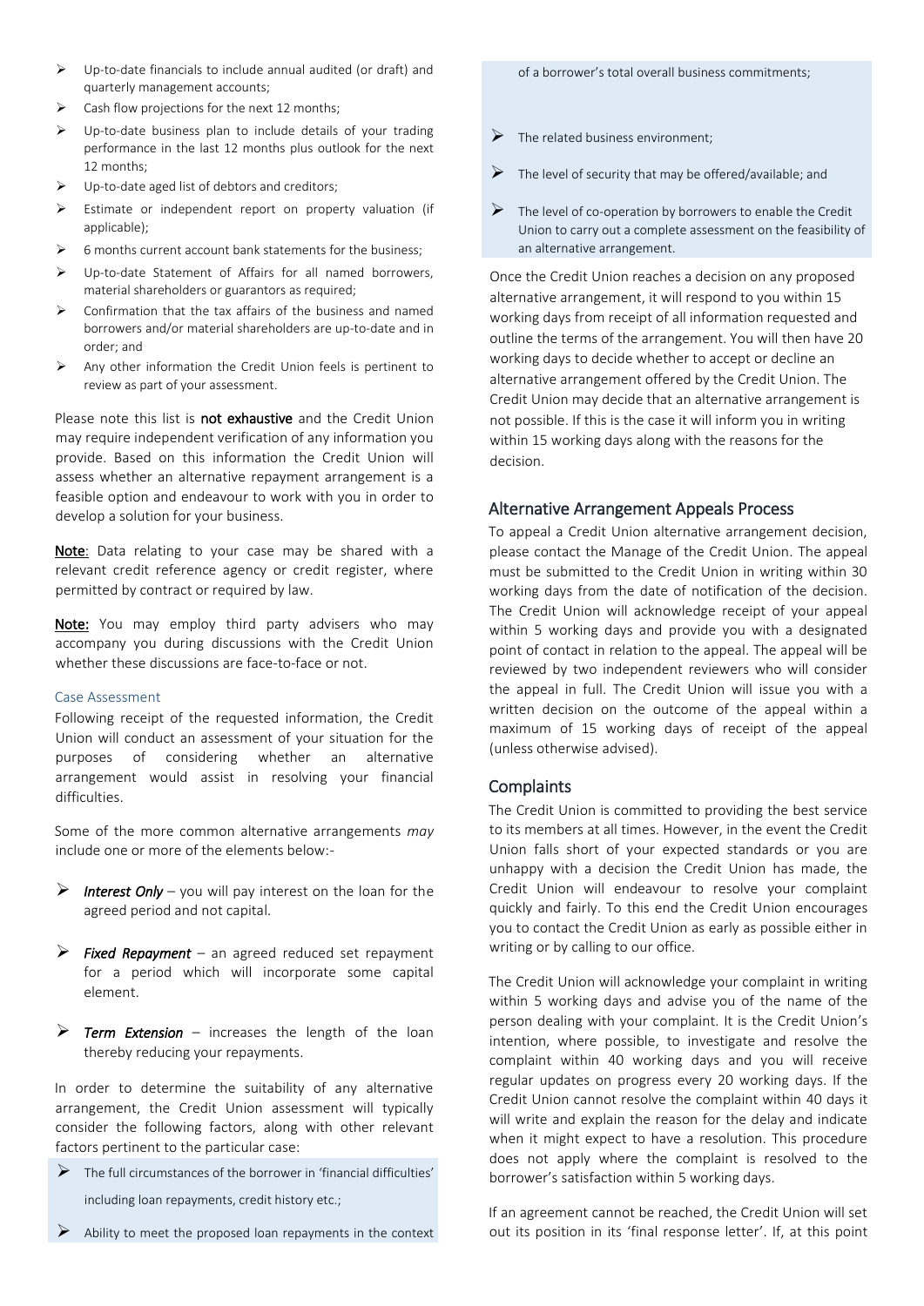- Up-to-date financials to include annual audited (or draft) and quarterly management accounts;
- Cash flow projections for the next 12 months;
- Up-to-date business plan to include details of your trading performance in the last 12 months plus outlook for the next 12 months;
- Up-to-date aged list of debtors and creditors;
- Estimate or independent report on property valuation (if applicable);
- 6 months current account bank statements for the business;
- Up-to-date Statement of Affairs for all named borrowers, material shareholders or guarantors as required;
- Confirmation that the tax affairs of the business and named borrowers and/or material shareholders are up-to-date and in order; and
- Any other information the Credit Union feels is pertinent to review as part of your assessment.

Please note this list is **not exhaustive** and the Credit Union may require independent verification of any information you provide. Based on this information the Credit Union will assess whether an alternative repayment arrangement is a feasible option and endeavour to work with you in order to develop a solution for your business.

**Note**: Data relating to your case may be shared with a relevant credit reference agency or credit register, where permitted by contract or required by law.

**Note:** You may employ third party advisers who may accompany you during discussions with the Credit Union whether these discussions are face-to-face or not.

### Case Assessment

Following receipt of the requested information, the Credit Union will conduct an assessment of your situation for the purposes of considering whether an alternative arrangement would assist in resolving your financial difficulties.

Some of the more common alternative arrangements *may* include one or more of the elements below:-

- ***Interest Only*** – you will pay interest on the loan for the agreed period and not capital.
- ***Fixed Repayment*** – an agreed reduced set repayment for a period which will incorporate some capital element.
- ***Term Extension*** – increases the length of the loan thereby reducing your repayments.

In order to determine the suitability of any alternative arrangement, the Credit Union assessment will typically consider the following factors, along with other relevant factors pertinent to the particular case:

- The full circumstances of the borrower in 'financial difficulties' including loan repayments, credit history etc.;
- Ability to meet the proposed loan repayments in the context of a borrower's total overall business commitments;
- The related business environment;
- The level of security that may be offered/available; and
- The level of co-operation by borrowers to enable the Credit Union to carry out a complete assessment on the feasibility of an alternative arrangement.

Once the Credit Union reaches a decision on any proposed alternative arrangement, it will respond to you within 15 working days from receipt of all information requested and outline the terms of the arrangement. You will then have 20 working days to decide whether to accept or decline an alternative arrangement offered by the Credit Union. The Credit Union may decide that an alternative arrangement is not possible. If this is the case it will inform you in writing within 15 working days along with the reasons for the decision.

## Alternative Arrangement Appeals Process

To appeal a Credit Union alternative arrangement decision, please contact the Manage of the Credit Union. The appeal must be submitted to the Credit Union in writing within 30 working days from the date of notification of the decision. The Credit Union will acknowledge receipt of your appeal within 5 working days and provide you with a designated point of contact in relation to the appeal. The appeal will be reviewed by two independent reviewers who will consider the appeal in full. The Credit Union will issue you with a written decision on the outcome of the appeal within a maximum of 15 working days of receipt of the appeal (unless otherwise advised).

## Complaints

The Credit Union is committed to providing the best service to its members at all times. However, in the event the Credit Union falls short of your expected standards or you are unhappy with a decision the Credit Union has made, the Credit Union will endeavour to resolve your complaint quickly and fairly. To this end the Credit Union encourages you to contact the Credit Union as early as possible either in writing or by calling to our office.

The Credit Union will acknowledge your complaint in writing within 5 working days and advise you of the name of the person dealing with your complaint. It is the Credit Union's intention, where possible, to investigate and resolve the complaint within 40 working days and you will receive regular updates on progress every 20 working days. If the Credit Union cannot resolve the complaint within 40 days it will write and explain the reason for the delay and indicate when it might expect to have a resolution. This procedure does not apply where the complaint is resolved to the borrower's satisfaction within 5 working days.

If an agreement cannot be reached, the Credit Union will set out its position in its 'final response letter'. If, at this point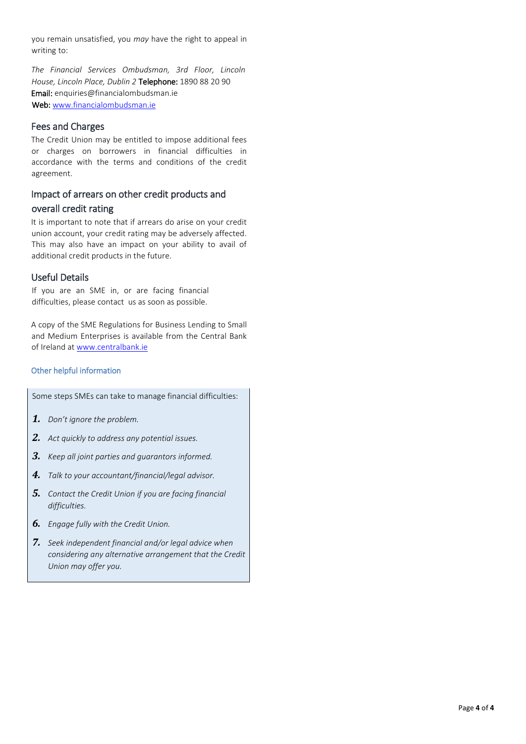you remain unsatisfied, you *may* have the right to appeal in writing to:

*The Financial Services Ombudsman, 3rd Floor, Lincoln House, Lincoln Place, Dublin 2* **Telephone:** 1890 88 20 90
**Email:** enquiries@financialombudsman.ie
**Web:** www.financialombudsman.ie

## Fees and Charges

The Credit Union may be entitled to impose additional fees or charges on borrowers in financial difficulties in accordance with the terms and conditions of the credit agreement.

## Impact of arrears on other credit products and overall credit rating

It is important to note that if arrears do arise on your credit union account, your credit rating may be adversely affected. This may also have an impact on your ability to avail of additional credit products in the future.

## Useful Details

If you are an SME in, or are facing financial difficulties, please contact us as soon as possible.

A copy of the SME Regulations for Business Lending to Small and Medium Enterprises is available from the Central Bank of Ireland at www.centralbank.ie

### Other helpful information

Some steps SMEs can take to manage financial difficulties:

1. *Don't ignore the problem.*
2. *Act quickly to address any potential issues.*
3. *Keep all joint parties and guarantors informed.*
4. *Talk to your accountant/financial/legal advisor.*
5. *Contact the Credit Union if you are facing financial difficulties.*
6. *Engage fully with the Credit Union.*
7. *Seek independent financial and/or legal advice when considering any alternative arrangement that the Credit Union may offer you.*